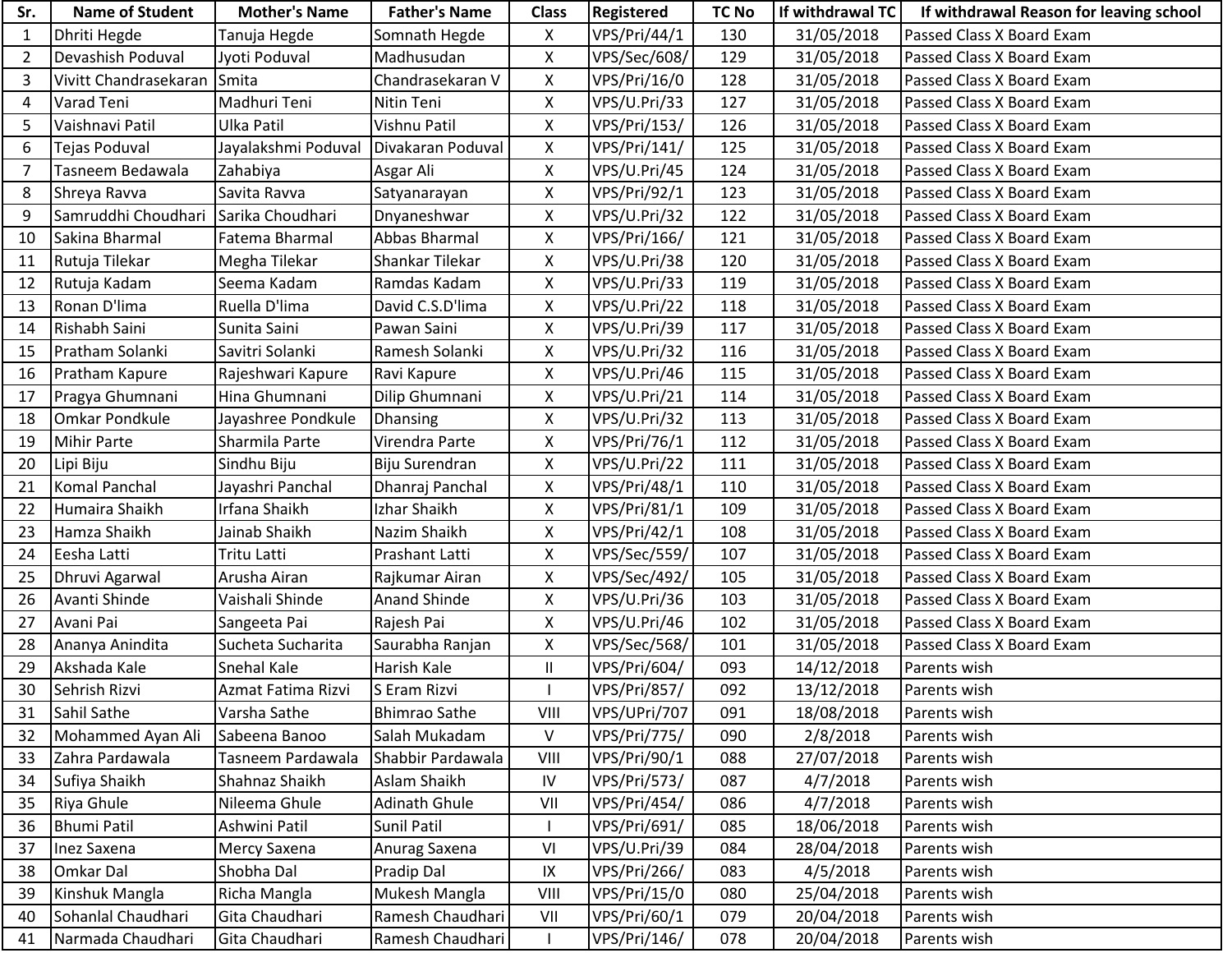| Sr. | Name of Student | Mother's Name | Father's Name | Class | Registered | TC No | If withdrawal TC | If withdrawal Reason for leaving school |
|---|---|---|---|---|---|---|---|---|
| 1 | Dhriti Hegde | Tanuja Hegde | Somnath Hegde | X | VPS/Pri/44/1 | 130 | 31/05/2018 | Passed Class X Board Exam |
| 2 | Devashish Poduval | Jyoti Poduval | Madhusudan | X | VPS/Sec/608/ | 129 | 31/05/2018 | Passed Class X Board Exam |
| 3 | Vivitt Chandrasekaran | Smita | Chandrasekaran V | X | VPS/Pri/16/0 | 128 | 31/05/2018 | Passed Class X Board Exam |
| 4 | Varad Teni | Madhuri Teni | Nitin Teni | X | VPS/U.Pri/33 | 127 | 31/05/2018 | Passed Class X Board Exam |
| 5 | Vaishnavi Patil | Ulka Patil | Vishnu Patil | X | VPS/Pri/153/ | 126 | 31/05/2018 | Passed Class X Board Exam |
| 6 | Tejas Poduval | Jayalakshmi Poduval | Divakaran Poduval | X | VPS/Pri/141/ | 125 | 31/05/2018 | Passed Class X Board Exam |
| 7 | Tasneem Bedawala | Zahabiya | Asgar Ali | X | VPS/U.Pri/45 | 124 | 31/05/2018 | Passed Class X Board Exam |
| 8 | Shreya Ravva | Savita Ravva | Satyanarayan | X | VPS/Pri/92/1 | 123 | 31/05/2018 | Passed Class X Board Exam |
| 9 | Samruddhi Choudhari | Sarika Choudhari | Dnyaneshwar | X | VPS/U.Pri/32 | 122 | 31/05/2018 | Passed Class X Board Exam |
| 10 | Sakina Bharmal | Fatema Bharmal | Abbas Bharmal | X | VPS/Pri/166/ | 121 | 31/05/2018 | Passed Class X Board Exam |
| 11 | Rutuja Tilekar | Megha Tilekar | Shankar Tilekar | X | VPS/U.Pri/38 | 120 | 31/05/2018 | Passed Class X Board Exam |
| 12 | Rutuja Kadam | Seema Kadam | Ramdas Kadam | X | VPS/U.Pri/33 | 119 | 31/05/2018 | Passed Class X Board Exam |
| 13 | Ronan D'lima | Ruella D'lima | David C.S.D'lima | X | VPS/U.Pri/22 | 118 | 31/05/2018 | Passed Class X Board Exam |
| 14 | Rishabh Saini | Sunita Saini | Pawan Saini | X | VPS/U.Pri/39 | 117 | 31/05/2018 | Passed Class X Board Exam |
| 15 | Pratham Solanki | Savitri Solanki | Ramesh Solanki | X | VPS/U.Pri/32 | 116 | 31/05/2018 | Passed Class X Board Exam |
| 16 | Pratham Kapure | Rajeshwari Kapure | Ravi Kapure | X | VPS/U.Pri/46 | 115 | 31/05/2018 | Passed Class X Board Exam |
| 17 | Pragya Ghumnani | Hina Ghumnani | Dilip Ghumnani | X | VPS/U.Pri/21 | 114 | 31/05/2018 | Passed Class X Board Exam |
| 18 | Omkar Pondkule | Jayashree Pondkule | Dhansing | X | VPS/U.Pri/32 | 113 | 31/05/2018 | Passed Class X Board Exam |
| 19 | Mihir Parte | Sharmila Parte | Virendra Parte | X | VPS/Pri/76/1 | 112 | 31/05/2018 | Passed Class X Board Exam |
| 20 | Lipi Biju | Sindhu Biju | Biju Surendran | X | VPS/U.Pri/22 | 111 | 31/05/2018 | Passed Class X Board Exam |
| 21 | Komal Panchal | Jayashri Panchal | Dhanraj Panchal | X | VPS/Pri/48/1 | 110 | 31/05/2018 | Passed Class X Board Exam |
| 22 | Humaira Shaikh | Irfana Shaikh | Izhar Shaikh | X | VPS/Pri/81/1 | 109 | 31/05/2018 | Passed Class X Board Exam |
| 23 | Hamza Shaikh | Jainab Shaikh | Nazim Shaikh | X | VPS/Pri/42/1 | 108 | 31/05/2018 | Passed Class X Board Exam |
| 24 | Eesha Latti | Tritu Latti | Prashant Latti | X | VPS/Sec/559/ | 107 | 31/05/2018 | Passed Class X Board Exam |
| 25 | Dhruvi Agarwal | Arusha Airan | Rajkumar Airan | X | VPS/Sec/492/ | 105 | 31/05/2018 | Passed Class X Board Exam |
| 26 | Avanti Shinde | Vaishali Shinde | Anand Shinde | X | VPS/U.Pri/36 | 103 | 31/05/2018 | Passed Class X Board Exam |
| 27 | Avani Pai | Sangeeta Pai | Rajesh Pai | X | VPS/U.Pri/46 | 102 | 31/05/2018 | Passed Class X Board Exam |
| 28 | Ananya Anindita | Sucheta Sucharita | Saurabha Ranjan | X | VPS/Sec/568/ | 101 | 31/05/2018 | Passed Class X Board Exam |
| 29 | Akshada Kale | Snehal Kale | Harish Kale | II | VPS/Pri/604/ | 093 | 14/12/2018 | Parents wish |
| 30 | Sehrish Rizvi | Azmat Fatima Rizvi | S Eram Rizvi | I | VPS/Pri/857/ | 092 | 13/12/2018 | Parents wish |
| 31 | Sahil Sathe | Varsha Sathe | Bhimrao Sathe | VIII | VPS/UPri/707 | 091 | 18/08/2018 | Parents wish |
| 32 | Mohammed Ayan Ali | Sabeena Banoo | Salah Mukadam | V | VPS/Pri/775/ | 090 | 2/8/2018 | Parents wish |
| 33 | Zahra Pardawala | Tasneem Pardawala | Shabbir Pardawala | VIII | VPS/Pri/90/1 | 088 | 27/07/2018 | Parents wish |
| 34 | Sufiya Shaikh | Shahnaz Shaikh | Aslam Shaikh | IV | VPS/Pri/573/ | 087 | 4/7/2018 | Parents wish |
| 35 | Riya Ghule | Nileema Ghule | Adinath Ghule | VII | VPS/Pri/454/ | 086 | 4/7/2018 | Parents wish |
| 36 | Bhumi Patil | Ashwini Patil | Sunil Patil | I | VPS/Pri/691/ | 085 | 18/06/2018 | Parents wish |
| 37 | Inez Saxena | Mercy Saxena | Anurag Saxena | VI | VPS/U.Pri/39 | 084 | 28/04/2018 | Parents wish |
| 38 | Omkar Dal | Shobha Dal | Pradip Dal | IX | VPS/Pri/266/ | 083 | 4/5/2018 | Parents wish |
| 39 | Kinshuk Mangla | Richa Mangla | Mukesh Mangla | VIII | VPS/Pri/15/0 | 080 | 25/04/2018 | Parents wish |
| 40 | Sohanlal Chaudhari | Gita Chaudhari | Ramesh Chaudhari | VII | VPS/Pri/60/1 | 079 | 20/04/2018 | Parents wish |
| 41 | Narmada Chaudhari | Gita Chaudhari | Ramesh Chaudhari | I | VPS/Pri/146/ | 078 | 20/04/2018 | Parents wish |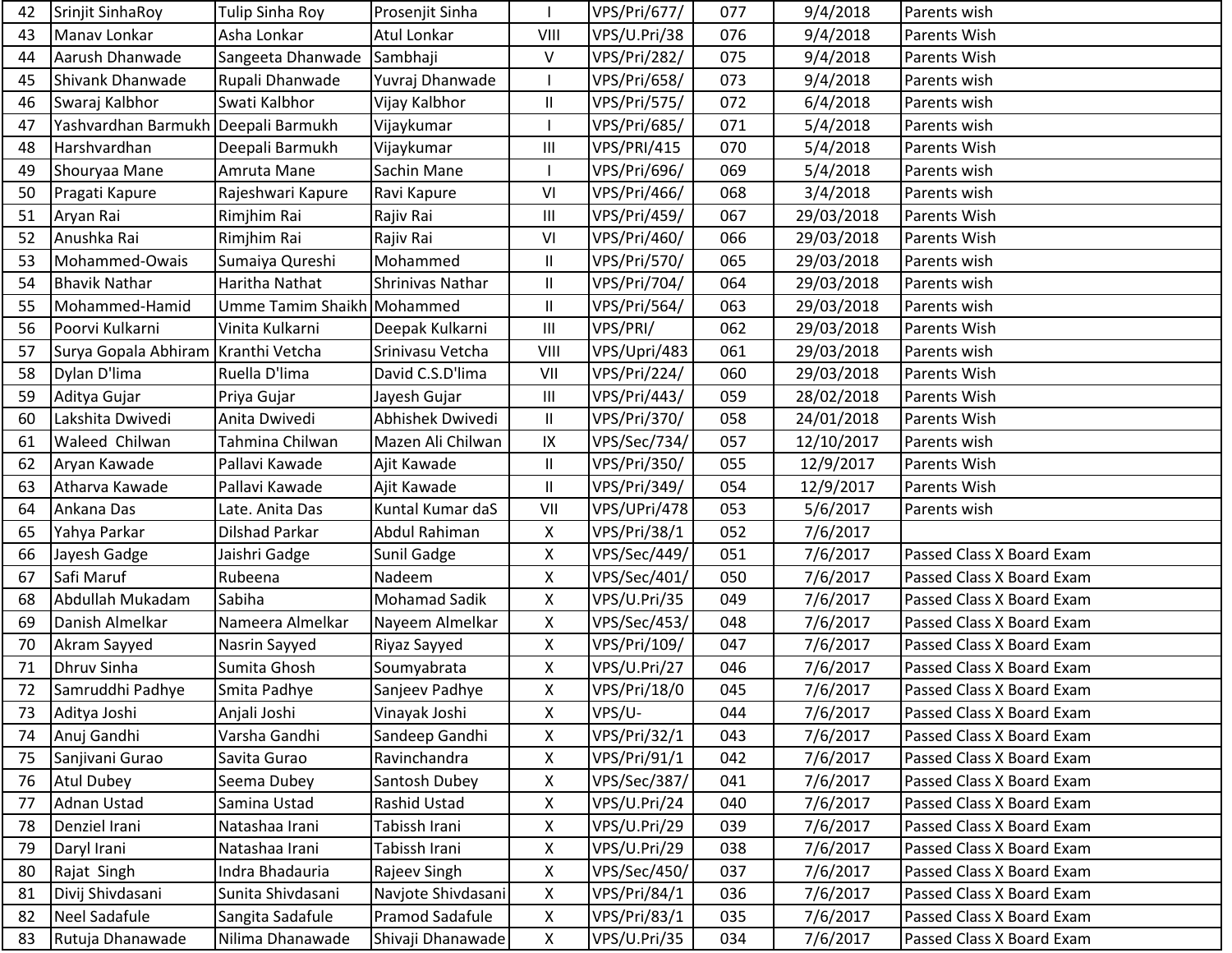| | | | | | | | | |
|---|---|---|---|---|---|---|---|---|
| 42 | Srinjit SinhaRoy | Tulip Sinha Roy | Prosenjit Sinha | I | VPS/Pri/677/ | 077 | 9/4/2018 | Parents wish |
| 43 | Manav Lonkar | Asha Lonkar | Atul Lonkar | VIII | VPS/U.Pri/38 | 076 | 9/4/2018 | Parents Wish |
| 44 | Aarush Dhanwade | Sangeeta Dhanwade | Sambhaji | V | VPS/Pri/282/ | 075 | 9/4/2018 | Parents Wish |
| 45 | Shivank Dhanwade | Rupali Dhanwade | Yuvraj Dhanwade | I | VPS/Pri/658/ | 073 | 9/4/2018 | Parents wish |
| 46 | Swaraj Kalbhor | Swati Kalbhor | Vijay Kalbhor | II | VPS/Pri/575/ | 072 | 6/4/2018 | Parents wish |
| 47 | Yashvardhan Barmukh | Deepali Barmukh | Vijaykumar | I | VPS/Pri/685/ | 071 | 5/4/2018 | Parents wish |
| 48 | Harshvardhan | Deepali Barmukh | Vijaykumar | III | VPS/PRI/415 | 070 | 5/4/2018 | Parents Wish |
| 49 | Shouryaa Mane | Amruta Mane | Sachin Mane | I | VPS/Pri/696/ | 069 | 5/4/2018 | Parents wish |
| 50 | Pragati Kapure | Rajeshwari Kapure | Ravi Kapure | VI | VPS/Pri/466/ | 068 | 3/4/2018 | Parents wish |
| 51 | Aryan Rai | Rimjhim Rai | Rajiv Rai | III | VPS/Pri/459/ | 067 | 29/03/2018 | Parents Wish |
| 52 | Anushka Rai | Rimjhim Rai | Rajiv Rai | VI | VPS/Pri/460/ | 066 | 29/03/2018 | Parents Wish |
| 53 | Mohammed-Owais | Sumaiya Qureshi | Mohammed | II | VPS/Pri/570/ | 065 | 29/03/2018 | Parents wish |
| 54 | Bhavik Nathar | Haritha Nathat | Shrinivas Nathar | II | VPS/Pri/704/ | 064 | 29/03/2018 | Parents wish |
| 55 | Mohammed-Hamid | Umme Tamim Shaikh | Mohammed | II | VPS/Pri/564/ | 063 | 29/03/2018 | Parents wish |
| 56 | Poorvi Kulkarni | Vinita Kulkarni | Deepak Kulkarni | III | VPS/PRI/ | 062 | 29/03/2018 | Parents Wish |
| 57 | Surya Gopala Abhiram | Kranthi Vetcha | Srinivasu Vetcha | VIII | VPS/Upri/483 | 061 | 29/03/2018 | Parents wish |
| 58 | Dylan D'lima | Ruella D'lima | David C.S.D'lima | VII | VPS/Pri/224/ | 060 | 29/03/2018 | Parents Wish |
| 59 | Aditya Gujar | Priya Gujar | Jayesh Gujar | III | VPS/Pri/443/ | 059 | 28/02/2018 | Parents Wish |
| 60 | Lakshita Dwivedi | Anita Dwivedi | Abhishek Dwivedi | II | VPS/Pri/370/ | 058 | 24/01/2018 | Parents Wish |
| 61 | Waleed Chilwan | Tahmina Chilwan | Mazen Ali Chilwan | IX | VPS/Sec/734/ | 057 | 12/10/2017 | Parents wish |
| 62 | Aryan Kawade | Pallavi Kawade | Ajit Kawade | II | VPS/Pri/350/ | 055 | 12/9/2017 | Parents Wish |
| 63 | Atharva Kawade | Pallavi Kawade | Ajit Kawade | II | VPS/Pri/349/ | 054 | 12/9/2017 | Parents Wish |
| 64 | Ankana Das | Late. Anita Das | Kuntal Kumar daS | VII | VPS/UPri/478 | 053 | 5/6/2017 | Parents wish |
| 65 | Yahya Parkar | Dilshad Parkar | Abdul Rahiman | X | VPS/Pri/38/1 | 052 | 7/6/2017 | |
| 66 | Jayesh Gadge | Jaishri Gadge | Sunil Gadge | X | VPS/Sec/449/ | 051 | 7/6/2017 | Passed Class X Board Exam |
| 67 | Safi Maruf | Rubeena | Nadeem | X | VPS/Sec/401/ | 050 | 7/6/2017 | Passed Class X Board Exam |
| 68 | Abdullah Mukadam | Sabiha | Mohamad Sadik | X | VPS/U.Pri/35 | 049 | 7/6/2017 | Passed Class X Board Exam |
| 69 | Danish Almelkar | Nameera Almelkar | Nayeem Almelkar | X | VPS/Sec/453/ | 048 | 7/6/2017 | Passed Class X Board Exam |
| 70 | Akram Sayyed | Nasrin Sayyed | Riyaz Sayyed | X | VPS/Pri/109/ | 047 | 7/6/2017 | Passed Class X Board Exam |
| 71 | Dhruv Sinha | Sumita Ghosh | Soumyabrata | X | VPS/U.Pri/27 | 046 | 7/6/2017 | Passed Class X Board Exam |
| 72 | Samruddhi Padhye | Smita Padhye | Sanjeev Padhye | X | VPS/Pri/18/0 | 045 | 7/6/2017 | Passed Class X Board Exam |
| 73 | Aditya Joshi | Anjali Joshi | Vinayak Joshi | X | VPS/U- | 044 | 7/6/2017 | Passed Class X Board Exam |
| 74 | Anuj Gandhi | Varsha Gandhi | Sandeep Gandhi | X | VPS/Pri/32/1 | 043 | 7/6/2017 | Passed Class X Board Exam |
| 75 | Sanjivani Gurao | Savita Gurao | Ravinchandra | X | VPS/Pri/91/1 | 042 | 7/6/2017 | Passed Class X Board Exam |
| 76 | Atul Dubey | Seema Dubey | Santosh Dubey | X | VPS/Sec/387/ | 041 | 7/6/2017 | Passed Class X Board Exam |
| 77 | Adnan Ustad | Samina Ustad | Rashid Ustad | X | VPS/U.Pri/24 | 040 | 7/6/2017 | Passed Class X Board Exam |
| 78 | Denziel Irani | Natashaa Irani | Tabissh Irani | X | VPS/U.Pri/29 | 039 | 7/6/2017 | Passed Class X Board Exam |
| 79 | Daryl Irani | Natashaa Irani | Tabissh Irani | X | VPS/U.Pri/29 | 038 | 7/6/2017 | Passed Class X Board Exam |
| 80 | Rajat Singh | Indra Bhadauria | Rajeev Singh | X | VPS/Sec/450/ | 037 | 7/6/2017 | Passed Class X Board Exam |
| 81 | Divij Shivdasani | Sunita Shivdasani | Navjote Shivdasani | X | VPS/Pri/84/1 | 036 | 7/6/2017 | Passed Class X Board Exam |
| 82 | Neel Sadafule | Sangita Sadafule | Pramod Sadafule | X | VPS/Pri/83/1 | 035 | 7/6/2017 | Passed Class X Board Exam |
| 83 | Rutuja Dhanawade | Nilima Dhanawade | Shivaji Dhanawade | X | VPS/U.Pri/35 | 034 | 7/6/2017 | Passed Class X Board Exam |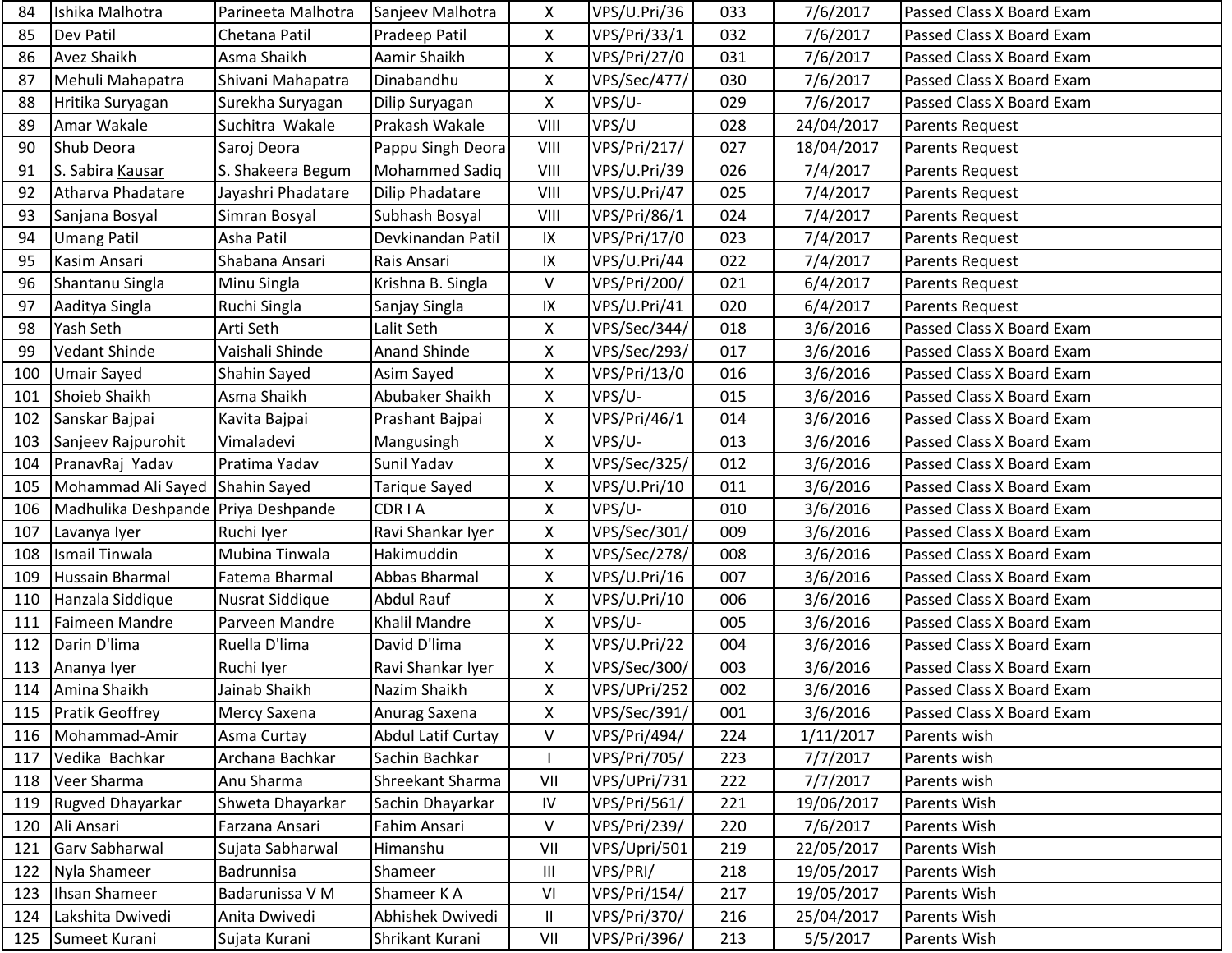| 84 | Ishika Malhotra | Parineeta Malhotra | Sanjeev Malhotra | X | VPS/U.Pri/36 | 033 | 7/6/2017 | Passed Class X Board Exam |
|---|---|---|---|---|---|---|---|---|
| 85 | Dev Patil | Chetana Patil | Pradeep Patil | X | VPS/Pri/33/1 | 032 | 7/6/2017 | Passed Class X Board Exam |
| 86 | Avez Shaikh | Asma Shaikh | Aamir Shaikh | X | VPS/Pri/27/0 | 031 | 7/6/2017 | Passed Class X Board Exam |
| 87 | Mehuli Mahapatra | Shivani Mahapatra | Dinabandhu | X | VPS/Sec/477/ | 030 | 7/6/2017 | Passed Class X Board Exam |
| 88 | Hritika Suryagan | Surekha Suryagan | Dilip Suryagan | X | VPS/U- | 029 | 7/6/2017 | Passed Class X Board Exam |
| 89 | Amar Wakale | Suchitra Wakale | Prakash Wakale | VIII | VPS/U | 028 | 24/04/2017 | Parents Request |
| 90 | Shub Deora | Saroj Deora | Pappu Singh Deora | VIII | VPS/Pri/217/ | 027 | 18/04/2017 | Parents Request |
| 91 | S. Sabira Kausar | S. Shakeera Begum | Mohammed Sadiq | VIII | VPS/U.Pri/39 | 026 | 7/4/2017 | Parents Request |
| 92 | Atharva Phadatare | Jayashri Phadatare | Dilip Phadatare | VIII | VPS/U.Pri/47 | 025 | 7/4/2017 | Parents Request |
| 93 | Sanjana Bosyal | Simran Bosyal | Subhash Bosyal | VIII | VPS/Pri/86/1 | 024 | 7/4/2017 | Parents Request |
| 94 | Umang Patil | Asha Patil | Devkinandan Patil | IX | VPS/Pri/17/0 | 023 | 7/4/2017 | Parents Request |
| 95 | Kasim Ansari | Shabana Ansari | Rais Ansari | IX | VPS/U.Pri/44 | 022 | 7/4/2017 | Parents Request |
| 96 | Shantanu Singla | Minu Singla | Krishna B. Singla | V | VPS/Pri/200/ | 021 | 6/4/2017 | Parents Request |
| 97 | Aaditya Singla | Ruchi Singla | Sanjay Singla | IX | VPS/U.Pri/41 | 020 | 6/4/2017 | Parents Request |
| 98 | Yash Seth | Arti Seth | Lalit Seth | X | VPS/Sec/344/ | 018 | 3/6/2016 | Passed Class X Board Exam |
| 99 | Vedant Shinde | Vaishali Shinde | Anand Shinde | X | VPS/Sec/293/ | 017 | 3/6/2016 | Passed Class X Board Exam |
| 100 | Umair Sayed | Shahin Sayed | Asim Sayed | X | VPS/Pri/13/0 | 016 | 3/6/2016 | Passed Class X Board Exam |
| 101 | Shoieb Shaikh | Asma Shaikh | Abubaker Shaikh | X | VPS/U- | 015 | 3/6/2016 | Passed Class X Board Exam |
| 102 | Sanskar Bajpai | Kavita Bajpai | Prashant Bajpai | X | VPS/Pri/46/1 | 014 | 3/6/2016 | Passed Class X Board Exam |
| 103 | Sanjeev Rajpurohit | Vimaladevi | Mangusingh | X | VPS/U- | 013 | 3/6/2016 | Passed Class X Board Exam |
| 104 | PranavRaj Yadav | Pratima Yadav | Sunil Yadav | X | VPS/Sec/325/ | 012 | 3/6/2016 | Passed Class X Board Exam |
| 105 | Mohammad Ali Sayed | Shahin Sayed | Tarique Sayed | X | VPS/U.Pri/10 | 011 | 3/6/2016 | Passed Class X Board Exam |
| 106 | Madhulika Deshpande | Priya Deshpande | CDR I A | X | VPS/U- | 010 | 3/6/2016 | Passed Class X Board Exam |
| 107 | Lavanya Iyer | Ruchi Iyer | Ravi Shankar Iyer | X | VPS/Sec/301/ | 009 | 3/6/2016 | Passed Class X Board Exam |
| 108 | Ismail Tinwala | Mubina Tinwala | Hakimuddin | X | VPS/Sec/278/ | 008 | 3/6/2016 | Passed Class X Board Exam |
| 109 | Hussain Bharmal | Fatema Bharmal | Abbas Bharmal | X | VPS/U.Pri/16 | 007 | 3/6/2016 | Passed Class X Board Exam |
| 110 | Hanzala Siddique | Nusrat Siddique | Abdul Rauf | X | VPS/U.Pri/10 | 006 | 3/6/2016 | Passed Class X Board Exam |
| 111 | Faimeen Mandre | Parveen Mandre | Khalil Mandre | X | VPS/U- | 005 | 3/6/2016 | Passed Class X Board Exam |
| 112 | Darin D'lima | Ruella D'lima | David D'lima | X | VPS/U.Pri/22 | 004 | 3/6/2016 | Passed Class X Board Exam |
| 113 | Ananya Iyer | Ruchi Iyer | Ravi Shankar Iyer | X | VPS/Sec/300/ | 003 | 3/6/2016 | Passed Class X Board Exam |
| 114 | Amina Shaikh | Jainab Shaikh | Nazim Shaikh | X | VPS/UPri/252 | 002 | 3/6/2016 | Passed Class X Board Exam |
| 115 | Pratik Geoffrey | Mercy Saxena | Anurag Saxena | X | VPS/Sec/391/ | 001 | 3/6/2016 | Passed Class X Board Exam |
| 116 | Mohammad-Amir | Asma Curtay | Abdul Latif Curtay | V | VPS/Pri/494/ | 224 | 1/11/2017 | Parents wish |
| 117 | Vedika Bachkar | Archana Bachkar | Sachin Bachkar | I | VPS/Pri/705/ | 223 | 7/7/2017 | Parents wish |
| 118 | Veer Sharma | Anu Sharma | Shreekant Sharma | VII | VPS/UPri/731 | 222 | 7/7/2017 | Parents wish |
| 119 | Rugved Dhayarkar | Shweta Dhayarkar | Sachin Dhayarkar | IV | VPS/Pri/561/ | 221 | 19/06/2017 | Parents Wish |
| 120 | Ali Ansari | Farzana Ansari | Fahim Ansari | V | VPS/Pri/239/ | 220 | 7/6/2017 | Parents Wish |
| 121 | Garv Sabharwal | Sujata Sabharwal | Himanshu | VII | VPS/Upri/501 | 219 | 22/05/2017 | Parents Wish |
| 122 | Nyla Shameer | Badrunnisa | Shameer | III | VPS/PRI/ | 218 | 19/05/2017 | Parents Wish |
| 123 | Ihsan Shameer | Badarunissa V M | Shameer K A | VI | VPS/Pri/154/ | 217 | 19/05/2017 | Parents Wish |
| 124 | Lakshita Dwivedi | Anita Dwivedi | Abhishek Dwivedi | II | VPS/Pri/370/ | 216 | 25/04/2017 | Parents Wish |
| 125 | Sumeet Kurani | Sujata Kurani | Shrikant Kurani | VII | VPS/Pri/396/ | 213 | 5/5/2017 | Parents Wish |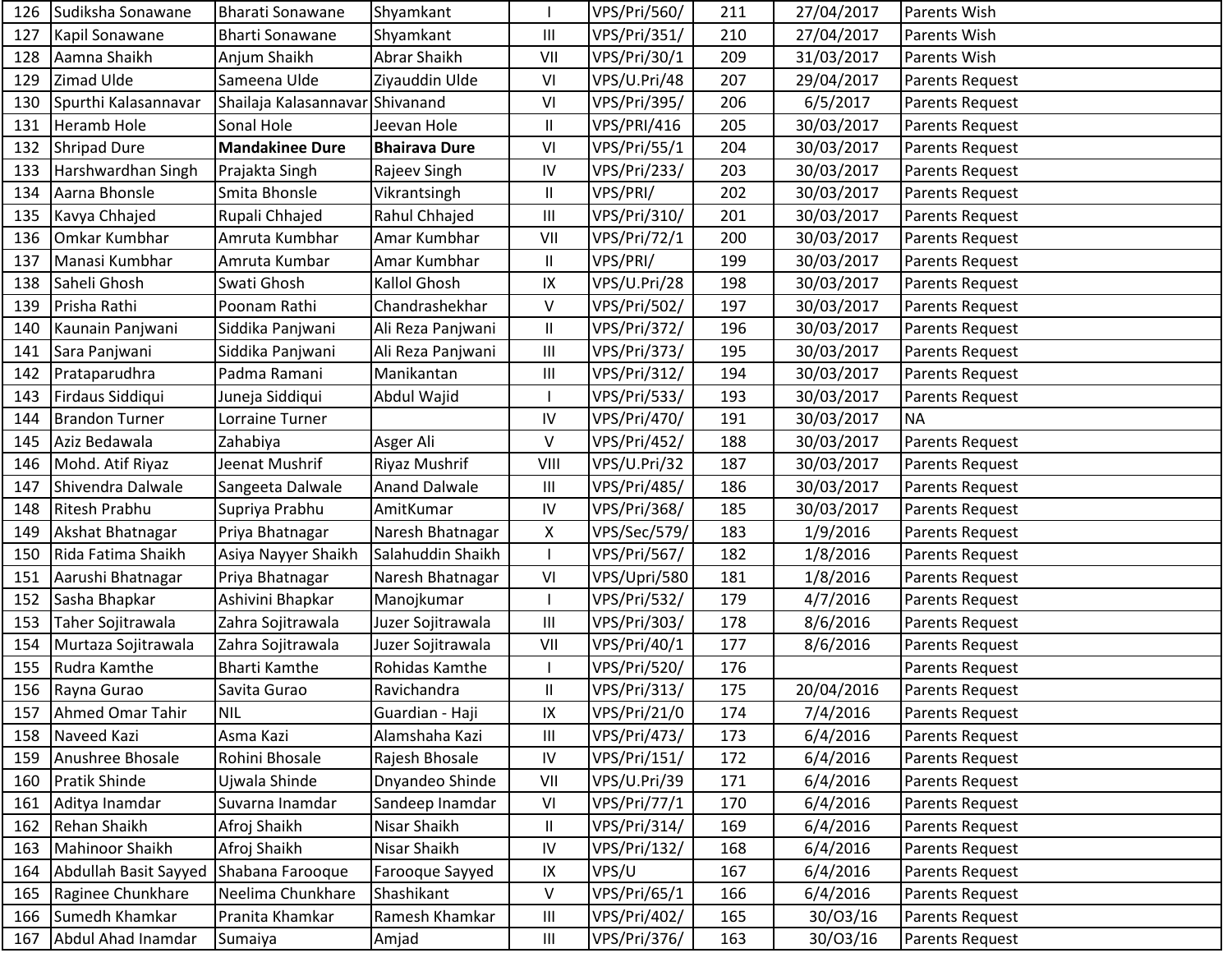| 126 | Sudiksha Sonawane | Bharati Sonawane | Shyamkant | I | VPS/Pri/560/ | 211 | 27/04/2017 | Parents Wish |
|---|---|---|---|---|---|---|---|---|
| 127 | Kapil Sonawane | Bharti Sonawane | Shyamkant | III | VPS/Pri/351/ | 210 | 27/04/2017 | Parents Wish |
| 128 | Aamna Shaikh | Anjum Shaikh | Abrar Shaikh | VII | VPS/Pri/30/1 | 209 | 31/03/2017 | Parents Wish |
| 129 | Zimad Ulde | Sameena Ulde | Ziyauddin Ulde | VI | VPS/U.Pri/48 | 207 | 29/04/2017 | Parents Request |
| 130 | Spurthi Kalasannavar | Shailaja Kalasannavar | Shivanand | VI | VPS/Pri/395/ | 206 | 6/5/2017 | Parents Request |
| 131 | Heramb Hole | Sonal Hole | Jeevan Hole | II | VPS/PRI/416 | 205 | 30/03/2017 | Parents Request |
| 132 | Shripad Dure | **Mandakinee Dure** | **Bhairava Dure** | VI | VPS/Pri/55/1 | 204 | 30/03/2017 | Parents Request |
| 133 | Harshwardhan Singh | Prajakta Singh | Rajeev Singh | IV | VPS/Pri/233/ | 203 | 30/03/2017 | Parents Request |
| 134 | Aarna Bhonsle | Smita Bhonsle | Vikrantsingh | II | VPS/PRI/ | 202 | 30/03/2017 | Parents Request |
| 135 | Kavya Chhajed | Rupali Chhajed | Rahul Chhajed | III | VPS/Pri/310/ | 201 | 30/03/2017 | Parents Request |
| 136 | Omkar Kumbhar | Amruta Kumbhar | Amar Kumbhar | VII | VPS/Pri/72/1 | 200 | 30/03/2017 | Parents Request |
| 137 | Manasi Kumbhar | Amruta Kumbar | Amar Kumbhar | II | VPS/PRI/ | 199 | 30/03/2017 | Parents Request |
| 138 | Saheli Ghosh | Swati Ghosh | Kallol Ghosh | IX | VPS/U.Pri/28 | 198 | 30/03/2017 | Parents Request |
| 139 | Prisha Rathi | Poonam Rathi | Chandrashekhar | V | VPS/Pri/502/ | 197 | 30/03/2017 | Parents Request |
| 140 | Kaunain Panjwani | Siddika Panjwani | Ali Reza Panjwani | II | VPS/Pri/372/ | 196 | 30/03/2017 | Parents Request |
| 141 | Sara Panjwani | Siddika Panjwani | Ali Reza Panjwani | III | VPS/Pri/373/ | 195 | 30/03/2017 | Parents Request |
| 142 | Prataparudhra | Padma Ramani | Manikantan | III | VPS/Pri/312/ | 194 | 30/03/2017 | Parents Request |
| 143 | Firdaus Siddiqui | Juneja Siddiqui | Abdul Wajid | I | VPS/Pri/533/ | 193 | 30/03/2017 | Parents Request |
| 144 | Brandon Turner | Lorraine Turner | | IV | VPS/Pri/470/ | 191 | 30/03/2017 | NA |
| 145 | Aziz Bedawala | Zahabiya | Asger Ali | V | VPS/Pri/452/ | 188 | 30/03/2017 | Parents Request |
| 146 | Mohd. Atif Riyaz | Jeenat Mushrif | Riyaz Mushrif | VIII | VPS/U.Pri/32 | 187 | 30/03/2017 | Parents Request |
| 147 | Shivendra Dalwale | Sangeeta Dalwale | Anand Dalwale | III | VPS/Pri/485/ | 186 | 30/03/2017 | Parents Request |
| 148 | Ritesh Prabhu | Supriya Prabhu | AmitKumar | IV | VPS/Pri/368/ | 185 | 30/03/2017 | Parents Request |
| 149 | Akshat Bhatnagar | Priya Bhatnagar | Naresh Bhatnagar | X | VPS/Sec/579/ | 183 | 1/9/2016 | Parents Request |
| 150 | Rida Fatima Shaikh | Asiya Nayyer Shaikh | Salahuddin Shaikh | I | VPS/Pri/567/ | 182 | 1/8/2016 | Parents Request |
| 151 | Aarushi Bhatnagar | Priya Bhatnagar | Naresh Bhatnagar | VI | VPS/Upri/580 | 181 | 1/8/2016 | Parents Request |
| 152 | Sasha Bhapkar | Ashivini Bhapkar | Manojkumar | I | VPS/Pri/532/ | 179 | 4/7/2016 | Parents Request |
| 153 | Taher Sojitrawala | Zahra Sojitrawala | Juzer Sojitrawala | III | VPS/Pri/303/ | 178 | 8/6/2016 | Parents Request |
| 154 | Murtaza Sojitrawala | Zahra Sojitrawala | Juzer Sojitrawala | VII | VPS/Pri/40/1 | 177 | 8/6/2016 | Parents Request |
| 155 | Rudra Kamthe | Bharti Kamthe | Rohidas Kamthe | I | VPS/Pri/520/ | 176 | | Parents Request |
| 156 | Rayna Gurao | Savita Gurao | Ravichandra | II | VPS/Pri/313/ | 175 | 20/04/2016 | Parents Request |
| 157 | Ahmed Omar Tahir | NIL | Guardian - Haji | IX | VPS/Pri/21/0 | 174 | 7/4/2016 | Parents Request |
| 158 | Naveed Kazi | Asma Kazi | Alamshaha Kazi | III | VPS/Pri/473/ | 173 | 6/4/2016 | Parents Request |
| 159 | Anushree Bhosale | Rohini Bhosale | Rajesh Bhosale | IV | VPS/Pri/151/ | 172 | 6/4/2016 | Parents Request |
| 160 | Pratik Shinde | Ujwala Shinde | Dnyandeo Shinde | VII | VPS/U.Pri/39 | 171 | 6/4/2016 | Parents Request |
| 161 | Aditya Inamdar | Suvarna Inamdar | Sandeep Inamdar | VI | VPS/Pri/77/1 | 170 | 6/4/2016 | Parents Request |
| 162 | Rehan Shaikh | Afroj Shaikh | Nisar Shaikh | II | VPS/Pri/314/ | 169 | 6/4/2016 | Parents Request |
| 163 | Mahinoor Shaikh | Afroj Shaikh | Nisar Shaikh | IV | VPS/Pri/132/ | 168 | 6/4/2016 | Parents Request |
| 164 | Abdullah Basit Sayyed | Shabana Farooque | Farooque Sayyed | IX | VPS/U | 167 | 6/4/2016 | Parents Request |
| 165 | Raginee Chunkhare | Neelima Chunkhare | Shashikant | V | VPS/Pri/65/1 | 166 | 6/4/2016 | Parents Request |
| 166 | Sumedh Khamkar | Pranita Khamkar | Ramesh Khamkar | III | VPS/Pri/402/ | 165 | 30/O3/16 | Parents Request |
| 167 | Abdul Ahad Inamdar | Sumaiya | Amjad | III | VPS/Pri/376/ | 163 | 30/O3/16 | Parents Request |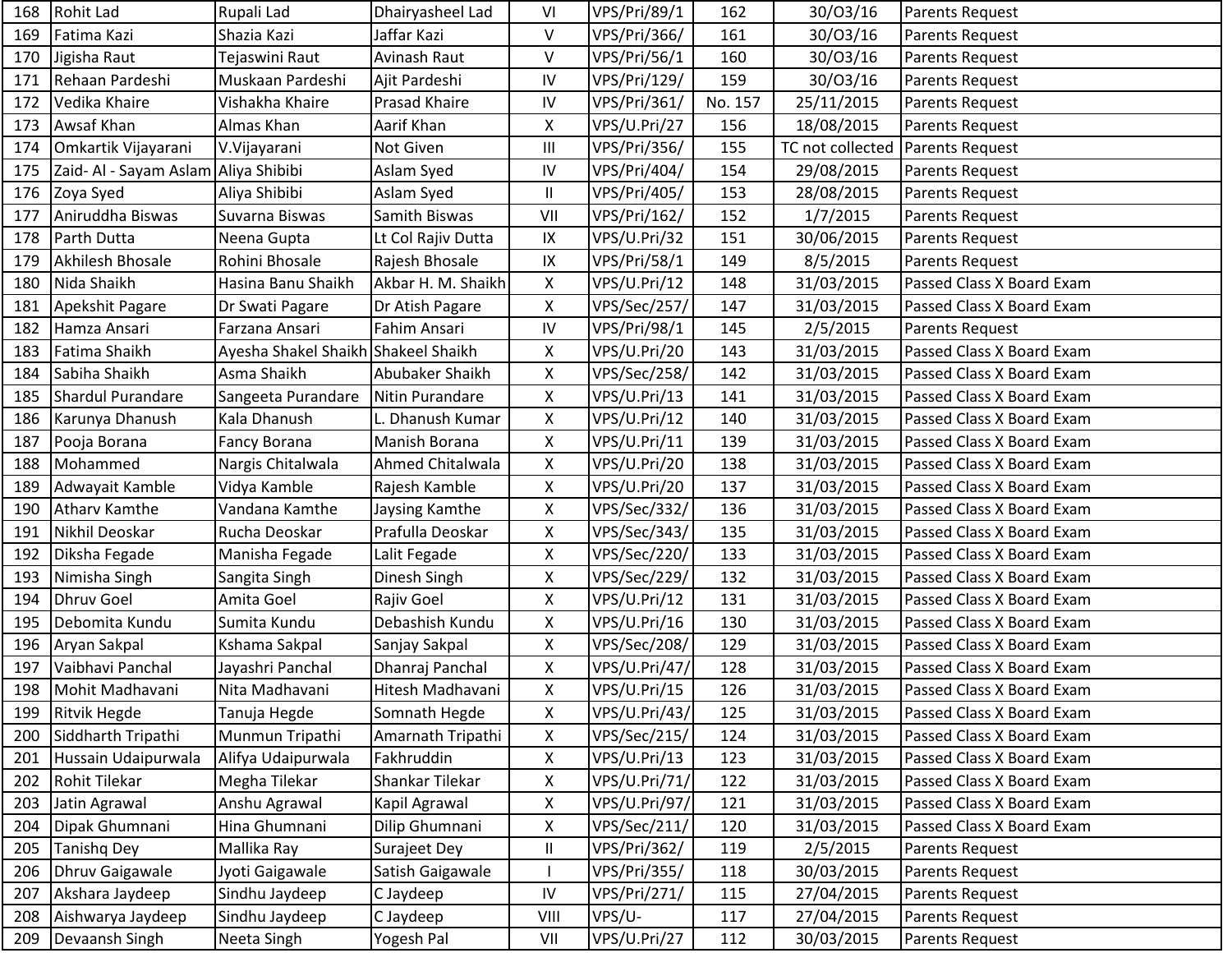| 168 | Rohit Lad | Rupali Lad | Dhairyasheel Lad | VI | VPS/Pri/89/1 | 162 | 30/O3/16 | Parents Request |
|---|---|---|---|---|---|---|---|---|
| 169 | Fatima Kazi | Shazia Kazi | Jaffar Kazi | V | VPS/Pri/366/ | 161 | 30/O3/16 | Parents Request |
| 170 | Jigisha Raut | Tejaswini Raut | Avinash Raut | V | VPS/Pri/56/1 | 160 | 30/O3/16 | Parents Request |
| 171 | Rehaan Pardeshi | Muskaan Pardeshi | Ajit Pardeshi | IV | VPS/Pri/129/ | 159 | 30/O3/16 | Parents Request |
| 172 | Vedika Khaire | Vishakha Khaire | Prasad Khaire | IV | VPS/Pri/361/ | No. 157 | 25/11/2015 | Parents Request |
| 173 | Awsaf Khan | Almas Khan | Aarif Khan | X | VPS/U.Pri/27 | 156 | 18/08/2015 | Parents Request |
| 174 | Omkartik Vijayarani | V.Vijayarani | Not Given | III | VPS/Pri/356/ | 155 | TC not collected | Parents Request |
| 175 | Zaid- Al - Sayam Aslam | Aliya Shibibi | Aslam Syed | IV | VPS/Pri/404/ | 154 | 29/08/2015 | Parents Request |
| 176 | Zoya Syed | Aliya Shibibi | Aslam Syed | II | VPS/Pri/405/ | 153 | 28/08/2015 | Parents Request |
| 177 | Aniruddha Biswas | Suvarna Biswas | Samith Biswas | VII | VPS/Pri/162/ | 152 | 1/7/2015 | Parents Request |
| 178 | Parth Dutta | Neena Gupta | Lt Col Rajiv Dutta | IX | VPS/U.Pri/32 | 151 | 30/06/2015 | Parents Request |
| 179 | Akhilesh Bhosale | Rohini Bhosale | Rajesh Bhosale | IX | VPS/Pri/58/1 | 149 | 8/5/2015 | Parents Request |
| 180 | Nida Shaikh | Hasina Banu Shaikh | Akbar H. M. Shaikh | X | VPS/U.Pri/12 | 148 | 31/03/2015 | Passed Class X Board Exam |
| 181 | Apekshit Pagare | Dr Swati Pagare | Dr Atish Pagare | X | VPS/Sec/257/ | 147 | 31/03/2015 | Passed Class X Board Exam |
| 182 | Hamza Ansari | Farzana Ansari | Fahim Ansari | IV | VPS/Pri/98/1 | 145 | 2/5/2015 | Parents Request |
| 183 | Fatima Shaikh | Ayesha Shakel Shaikh | Shakeel Shaikh | X | VPS/U.Pri/20 | 143 | 31/03/2015 | Passed Class X Board Exam |
| 184 | Sabiha Shaikh | Asma Shaikh | Abubaker Shaikh | X | VPS/Sec/258/ | 142 | 31/03/2015 | Passed Class X Board Exam |
| 185 | Shardul Purandare | Sangeeta Purandare | Nitin Purandare | X | VPS/U.Pri/13 | 141 | 31/03/2015 | Passed Class X Board Exam |
| 186 | Karunya Dhanush | Kala Dhanush | L. Dhanush Kumar | X | VPS/U.Pri/12 | 140 | 31/03/2015 | Passed Class X Board Exam |
| 187 | Pooja Borana | Fancy Borana | Manish Borana | X | VPS/U.Pri/11 | 139 | 31/03/2015 | Passed Class X Board Exam |
| 188 | Mohammed | Nargis Chitalwala | Ahmed Chitalwala | X | VPS/U.Pri/20 | 138 | 31/03/2015 | Passed Class X Board Exam |
| 189 | Adwayait Kamble | Vidya Kamble | Rajesh Kamble | X | VPS/U.Pri/20 | 137 | 31/03/2015 | Passed Class X Board Exam |
| 190 | Atharv Kamthe | Vandana Kamthe | Jaysing Kamthe | X | VPS/Sec/332/ | 136 | 31/03/2015 | Passed Class X Board Exam |
| 191 | Nikhil Deoskar | Rucha Deoskar | Prafulla Deoskar | X | VPS/Sec/343/ | 135 | 31/03/2015 | Passed Class X Board Exam |
| 192 | Diksha Fegade | Manisha Fegade | Lalit Fegade | X | VPS/Sec/220/ | 133 | 31/03/2015 | Passed Class X Board Exam |
| 193 | Nimisha Singh | Sangita Singh | Dinesh Singh | X | VPS/Sec/229/ | 132 | 31/03/2015 | Passed Class X Board Exam |
| 194 | Dhruv Goel | Amita Goel | Rajiv Goel | X | VPS/U.Pri/12 | 131 | 31/03/2015 | Passed Class X Board Exam |
| 195 | Debomita Kundu | Sumita Kundu | Debashish Kundu | X | VPS/U.Pri/16 | 130 | 31/03/2015 | Passed Class X Board Exam |
| 196 | Aryan Sakpal | Kshama Sakpal | Sanjay Sakpal | X | VPS/Sec/208/ | 129 | 31/03/2015 | Passed Class X Board Exam |
| 197 | Vaibhavi Panchal | Jayashri Panchal | Dhanraj Panchal | X | VPS/U.Pri/47/ | 128 | 31/03/2015 | Passed Class X Board Exam |
| 198 | Mohit Madhavani | Nita Madhavani | Hitesh Madhavani | X | VPS/U.Pri/15 | 126 | 31/03/2015 | Passed Class X Board Exam |
| 199 | Ritvik Hegde | Tanuja Hegde | Somnath Hegde | X | VPS/U.Pri/43/ | 125 | 31/03/2015 | Passed Class X Board Exam |
| 200 | Siddharth Tripathi | Munmun Tripathi | Amarnath Tripathi | X | VPS/Sec/215/ | 124 | 31/03/2015 | Passed Class X Board Exam |
| 201 | Hussain Udaipurwala | Alifya Udaipurwala | Fakhruddin | X | VPS/U.Pri/13 | 123 | 31/03/2015 | Passed Class X Board Exam |
| 202 | Rohit Tilekar | Megha Tilekar | Shankar Tilekar | X | VPS/U.Pri/71/ | 122 | 31/03/2015 | Passed Class X Board Exam |
| 203 | Jatin Agrawal | Anshu Agrawal | Kapil Agrawal | X | VPS/U.Pri/97/ | 121 | 31/03/2015 | Passed Class X Board Exam |
| 204 | Dipak Ghumnani | Hina Ghumnani | Dilip Ghumnani | X | VPS/Sec/211/ | 120 | 31/03/2015 | Passed Class X Board Exam |
| 205 | Tanishq Dey | Mallika Ray | Surajeet Dey | II | VPS/Pri/362/ | 119 | 2/5/2015 | Parents Request |
| 206 | Dhruv Gaigawale | Jyoti Gaigawale | Satish Gaigawale | I | VPS/Pri/355/ | 118 | 30/03/2015 | Parents Request |
| 207 | Akshara Jaydeep | Sindhu Jaydeep | C Jaydeep | IV | VPS/Pri/271/ | 115 | 27/04/2015 | Parents Request |
| 208 | Aishwarya Jaydeep | Sindhu Jaydeep | C Jaydeep | VIII | VPS/U- | 117 | 27/04/2015 | Parents Request |
| 209 | Devaansh Singh | Neeta Singh | Yogesh Pal | VII | VPS/U.Pri/27 | 112 | 30/03/2015 | Parents Request |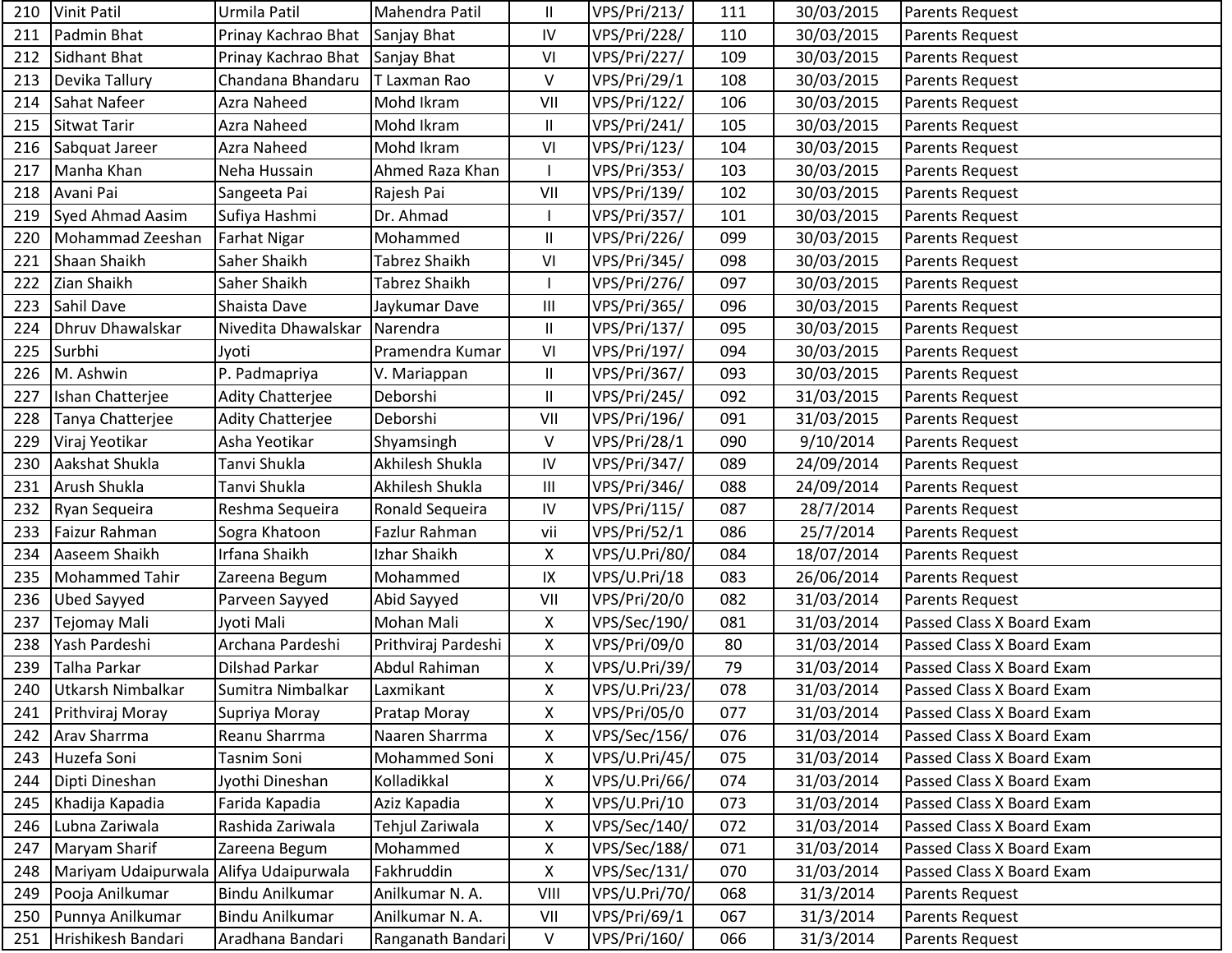| | | | | | | | | |
|---|---|---|---|---|---|---|---|---|
| 210 | Vinit Patil | Urmila Patil | Mahendra Patil | II | VPS/Pri/213/ | 111 | 30/03/2015 | Parents Request |
| 211 | Padmin Bhat | Prinay Kachrao Bhat | Sanjay Bhat | IV | VPS/Pri/228/ | 110 | 30/03/2015 | Parents Request |
| 212 | Sidhant Bhat | Prinay Kachrao Bhat | Sanjay Bhat | VI | VPS/Pri/227/ | 109 | 30/03/2015 | Parents Request |
| 213 | Devika Tallury | Chandana Bhandaru | T Laxman Rao | V | VPS/Pri/29/1 | 108 | 30/03/2015 | Parents Request |
| 214 | Sahat Nafeer | Azra Naheed | Mohd Ikram | VII | VPS/Pri/122/ | 106 | 30/03/2015 | Parents Request |
| 215 | Sitwat Tarir | Azra Naheed | Mohd Ikram | II | VPS/Pri/241/ | 105 | 30/03/2015 | Parents Request |
| 216 | Sabquat Jareer | Azra Naheed | Mohd Ikram | VI | VPS/Pri/123/ | 104 | 30/03/2015 | Parents Request |
| 217 | Manha Khan | Neha Hussain | Ahmed Raza Khan | I | VPS/Pri/353/ | 103 | 30/03/2015 | Parents Request |
| 218 | Avani Pai | Sangeeta Pai | Rajesh Pai | VII | VPS/Pri/139/ | 102 | 30/03/2015 | Parents Request |
| 219 | Syed Ahmad Aasim | Sufiya Hashmi | Dr. Ahmad | I | VPS/Pri/357/ | 101 | 30/03/2015 | Parents Request |
| 220 | Mohammad Zeeshan | Farhat Nigar | Mohammed | II | VPS/Pri/226/ | 099 | 30/03/2015 | Parents Request |
| 221 | Shaan Shaikh | Saher Shaikh | Tabrez Shaikh | VI | VPS/Pri/345/ | 098 | 30/03/2015 | Parents Request |
| 222 | Zian Shaikh | Saher Shaikh | Tabrez Shaikh | I | VPS/Pri/276/ | 097 | 30/03/2015 | Parents Request |
| 223 | Sahil Dave | Shaista Dave | Jaykumar Dave | III | VPS/Pri/365/ | 096 | 30/03/2015 | Parents Request |
| 224 | Dhruv Dhawalskar | Nivedita Dhawalskar | Narendra | II | VPS/Pri/137/ | 095 | 30/03/2015 | Parents Request |
| 225 | Surbhi | Jyoti | Pramendra Kumar | VI | VPS/Pri/197/ | 094 | 30/03/2015 | Parents Request |
| 226 | M. Ashwin | P. Padmapriya | V. Mariappan | II | VPS/Pri/367/ | 093 | 30/03/2015 | Parents Request |
| 227 | Ishan Chatterjee | Adity Chatterjee | Deborshi | II | VPS/Pri/245/ | 092 | 31/03/2015 | Parents Request |
| 228 | Tanya Chatterjee | Adity Chatterjee | Deborshi | VII | VPS/Pri/196/ | 091 | 31/03/2015 | Parents Request |
| 229 | Viraj Yeotikar | Asha Yeotikar | Shyamsingh | V | VPS/Pri/28/1 | 090 | 9/10/2014 | Parents Request |
| 230 | Aakshat Shukla | Tanvi Shukla | Akhilesh Shukla | IV | VPS/Pri/347/ | 089 | 24/09/2014 | Parents Request |
| 231 | Arush Shukla | Tanvi Shukla | Akhilesh Shukla | III | VPS/Pri/346/ | 088 | 24/09/2014 | Parents Request |
| 232 | Ryan Sequeira | Reshma Sequeira | Ronald Sequeira | IV | VPS/Pri/115/ | 087 | 28/7/2014 | Parents Request |
| 233 | Faizur Rahman | Sogra Khatoon | Fazlur Rahman | vii | VPS/Pri/52/1 | 086 | 25/7/2014 | Parents Request |
| 234 | Aaseem Shaikh | Irfana Shaikh | Izhar Shaikh | X | VPS/U.Pri/80/ | 084 | 18/07/2014 | Parents Request |
| 235 | Mohammed Tahir | Zareena Begum | Mohammed | IX | VPS/U.Pri/18 | 083 | 26/06/2014 | Parents Request |
| 236 | Ubed Sayyed | Parveen Sayyed | Abid Sayyed | VII | VPS/Pri/20/0 | 082 | 31/03/2014 | Parents Request |
| 237 | Tejomay Mali | Jyoti Mali | Mohan Mali | X | VPS/Sec/190/ | 081 | 31/03/2014 | Passed Class X Board Exam |
| 238 | Yash Pardeshi | Archana Pardeshi | Prithviraj Pardeshi | X | VPS/Pri/09/0 | 80 | 31/03/2014 | Passed Class X Board Exam |
| 239 | Talha Parkar | Dilshad Parkar | Abdul Rahiman | X | VPS/U.Pri/39/ | 79 | 31/03/2014 | Passed Class X Board Exam |
| 240 | Utkarsh Nimbalkar | Sumitra Nimbalkar | Laxmikant | X | VPS/U.Pri/23/ | 078 | 31/03/2014 | Passed Class X Board Exam |
| 241 | Prithviraj Moray | Supriya Moray | Pratap Moray | X | VPS/Pri/05/0 | 077 | 31/03/2014 | Passed Class X Board Exam |
| 242 | Arav Sharrma | Reanu Sharrma | Naaren Sharrma | X | VPS/Sec/156/ | 076 | 31/03/2014 | Passed Class X Board Exam |
| 243 | Huzefa Soni | Tasnim Soni | Mohammed Soni | X | VPS/U.Pri/45/ | 075 | 31/03/2014 | Passed Class X Board Exam |
| 244 | Dipti Dineshan | Jyothi Dineshan | Kolladikkal | X | VPS/U.Pri/66/ | 074 | 31/03/2014 | Passed Class X Board Exam |
| 245 | Khadija Kapadia | Farida Kapadia | Aziz Kapadia | X | VPS/U.Pri/10 | 073 | 31/03/2014 | Passed Class X Board Exam |
| 246 | Lubna Zariwala | Rashida Zariwala | Tehjul Zariwala | X | VPS/Sec/140/ | 072 | 31/03/2014 | Passed Class X Board Exam |
| 247 | Maryam Sharif | Zareena Begum | Mohammed | X | VPS/Sec/188/ | 071 | 31/03/2014 | Passed Class X Board Exam |
| 248 | Mariyam Udaipurwala | Alifya Udaipurwala | Fakhruddin | X | VPS/Sec/131/ | 070 | 31/03/2014 | Passed Class X Board Exam |
| 249 | Pooja Anilkumar | Bindu Anilkumar | Anilkumar N. A. | VIII | VPS/U.Pri/70/ | 068 | 31/3/2014 | Parents Request |
| 250 | Punnya Anilkumar | Bindu Anilkumar | Anilkumar N. A. | VII | VPS/Pri/69/1 | 067 | 31/3/2014 | Parents Request |
| 251 | Hrishikesh Bandari | Aradhana Bandari | Ranganath Bandari | V | VPS/Pri/160/ | 066 | 31/3/2014 | Parents Request |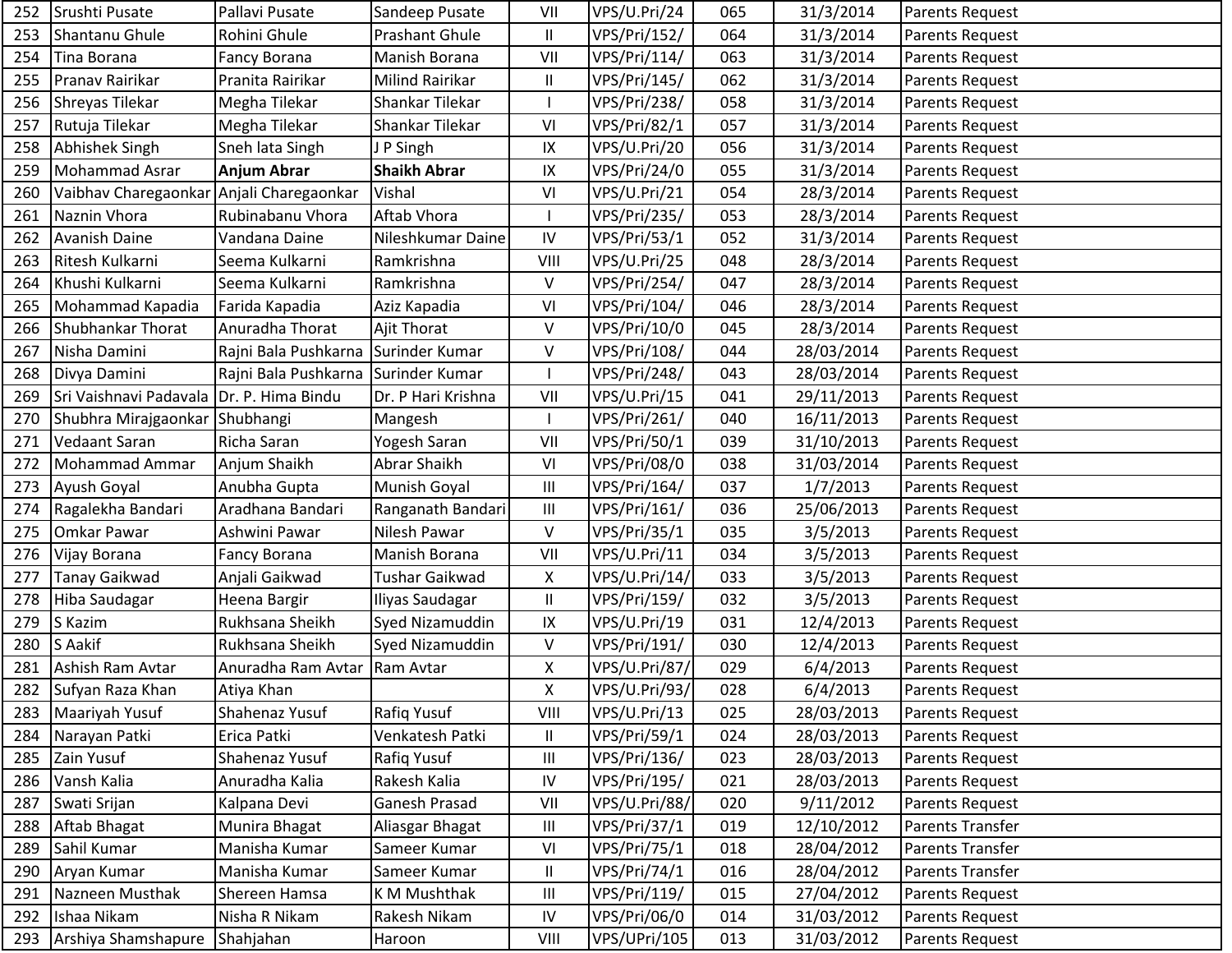| | | | | | | | | |
|---|---|---|---|---|---|---|---|---|
| 252 | Srushti Pusate | Pallavi Pusate | Sandeep Pusate | VII | VPS/U.Pri/24 | 065 | 31/3/2014 | Parents Request |
| 253 | Shantanu Ghule | Rohini Ghule | Prashant Ghule | II | VPS/Pri/152/ | 064 | 31/3/2014 | Parents Request |
| 254 | Tina Borana | Fancy Borana | Manish Borana | VII | VPS/Pri/114/ | 063 | 31/3/2014 | Parents Request |
| 255 | Pranav Rairikar | Pranita Rairikar | Milind Rairikar | II | VPS/Pri/145/ | 062 | 31/3/2014 | Parents Request |
| 256 | Shreyas Tilekar | Megha Tilekar | Shankar Tilekar | I | VPS/Pri/238/ | 058 | 31/3/2014 | Parents Request |
| 257 | Rutuja Tilekar | Megha Tilekar | Shankar Tilekar | VI | VPS/Pri/82/1 | 057 | 31/3/2014 | Parents Request |
| 258 | Abhishek Singh | Sneh lata Singh | J P Singh | IX | VPS/U.Pri/20 | 056 | 31/3/2014 | Parents Request |
| 259 | Mohammad Asrar | **Anjum Abrar** | **Shaikh Abrar** | IX | VPS/Pri/24/0 | 055 | 31/3/2014 | Parents Request |
| 260 | Vaibhav Charegaonkar | Anjali Charegaonkar | Vishal | VI | VPS/U.Pri/21 | 054 | 28/3/2014 | Parents Request |
| 261 | Naznin Vhora | Rubinabanu Vhora | Aftab Vhora | I | VPS/Pri/235/ | 053 | 28/3/2014 | Parents Request |
| 262 | Avanish Daine | Vandana Daine | Nileshkumar Daine | IV | VPS/Pri/53/1 | 052 | 31/3/2014 | Parents Request |
| 263 | Ritesh Kulkarni | Seema Kulkarni | Ramkrishna | VIII | VPS/U.Pri/25 | 048 | 28/3/2014 | Parents Request |
| 264 | Khushi Kulkarni | Seema Kulkarni | Ramkrishna | V | VPS/Pri/254/ | 047 | 28/3/2014 | Parents Request |
| 265 | Mohammad Kapadia | Farida Kapadia | Aziz Kapadia | VI | VPS/Pri/104/ | 046 | 28/3/2014 | Parents Request |
| 266 | Shubhankar Thorat | Anuradha Thorat | Ajit Thorat | V | VPS/Pri/10/0 | 045 | 28/3/2014 | Parents Request |
| 267 | Nisha Damini | Rajni Bala Pushkarna | Surinder Kumar | V | VPS/Pri/108/ | 044 | 28/03/2014 | Parents Request |
| 268 | Divya Damini | Rajni Bala Pushkarna | Surinder Kumar | I | VPS/Pri/248/ | 043 | 28/03/2014 | Parents Request |
| 269 | Sri Vaishnavi Padavala | Dr. P. Hima Bindu | Dr. P Hari Krishna | VII | VPS/U.Pri/15 | 041 | 29/11/2013 | Parents Request |
| 270 | Shubhra Mirajgaonkar | Shubhangi | Mangesh | I | VPS/Pri/261/ | 040 | 16/11/2013 | Parents Request |
| 271 | Vedaant Saran | Richa Saran | Yogesh Saran | VII | VPS/Pri/50/1 | 039 | 31/10/2013 | Parents Request |
| 272 | Mohammad Ammar | Anjum Shaikh | Abrar Shaikh | VI | VPS/Pri/08/0 | 038 | 31/03/2014 | Parents Request |
| 273 | Ayush Goyal | Anubha Gupta | Munish Goyal | III | VPS/Pri/164/ | 037 | 1/7/2013 | Parents Request |
| 274 | Ragalekha Bandari | Aradhana Bandari | Ranganath Bandari | III | VPS/Pri/161/ | 036 | 25/06/2013 | Parents Request |
| 275 | Omkar Pawar | Ashwini Pawar | Nilesh Pawar | V | VPS/Pri/35/1 | 035 | 3/5/2013 | Parents Request |
| 276 | Vijay Borana | Fancy Borana | Manish Borana | VII | VPS/U.Pri/11 | 034 | 3/5/2013 | Parents Request |
| 277 | Tanay Gaikwad | Anjali Gaikwad | Tushar Gaikwad | X | VPS/U.Pri/14/ | 033 | 3/5/2013 | Parents Request |
| 278 | Hiba Saudagar | Heena Bargir | Iliyas Saudagar | II | VPS/Pri/159/ | 032 | 3/5/2013 | Parents Request |
| 279 | S Kazim | Rukhsana Sheikh | Syed Nizamuddin | IX | VPS/U.Pri/19 | 031 | 12/4/2013 | Parents Request |
| 280 | S Aakif | Rukhsana Sheikh | Syed Nizamuddin | V | VPS/Pri/191/ | 030 | 12/4/2013 | Parents Request |
| 281 | Ashish Ram Avtar | Anuradha Ram Avtar | Ram Avtar | X | VPS/U.Pri/87/ | 029 | 6/4/2013 | Parents Request |
| 282 | Sufyan Raza Khan | Atiya Khan | | X | VPS/U.Pri/93/ | 028 | 6/4/2013 | Parents Request |
| 283 | Maariyah Yusuf | Shahenaz Yusuf | Rafiq Yusuf | VIII | VPS/U.Pri/13 | 025 | 28/03/2013 | Parents Request |
| 284 | Narayan Patki | Erica Patki | Venkatesh Patki | II | VPS/Pri/59/1 | 024 | 28/03/2013 | Parents Request |
| 285 | Zain Yusuf | Shahenaz Yusuf | Rafiq Yusuf | III | VPS/Pri/136/ | 023 | 28/03/2013 | Parents Request |
| 286 | Vansh Kalia | Anuradha Kalia | Rakesh Kalia | IV | VPS/Pri/195/ | 021 | 28/03/2013 | Parents Request |
| 287 | Swati Srijan | Kalpana Devi | Ganesh Prasad | VII | VPS/U.Pri/88/ | 020 | 9/11/2012 | Parents Request |
| 288 | Aftab Bhagat | Munira Bhagat | Aliasgar Bhagat | III | VPS/Pri/37/1 | 019 | 12/10/2012 | Parents Transfer |
| 289 | Sahil Kumar | Manisha Kumar | Sameer Kumar | VI | VPS/Pri/75/1 | 018 | 28/04/2012 | Parents Transfer |
| 290 | Aryan Kumar | Manisha Kumar | Sameer Kumar | II | VPS/Pri/74/1 | 016 | 28/04/2012 | Parents Transfer |
| 291 | Nazneen Musthak | Shereen Hamsa | K M Mushthak | III | VPS/Pri/119/ | 015 | 27/04/2012 | Parents Request |
| 292 | Ishaa Nikam | Nisha R Nikam | Rakesh Nikam | IV | VPS/Pri/06/0 | 014 | 31/03/2012 | Parents Request |
| 293 | Arshiya Shamshapure | Shahjahan | Haroon | VIII | VPS/UPri/105 | 013 | 31/03/2012 | Parents Request |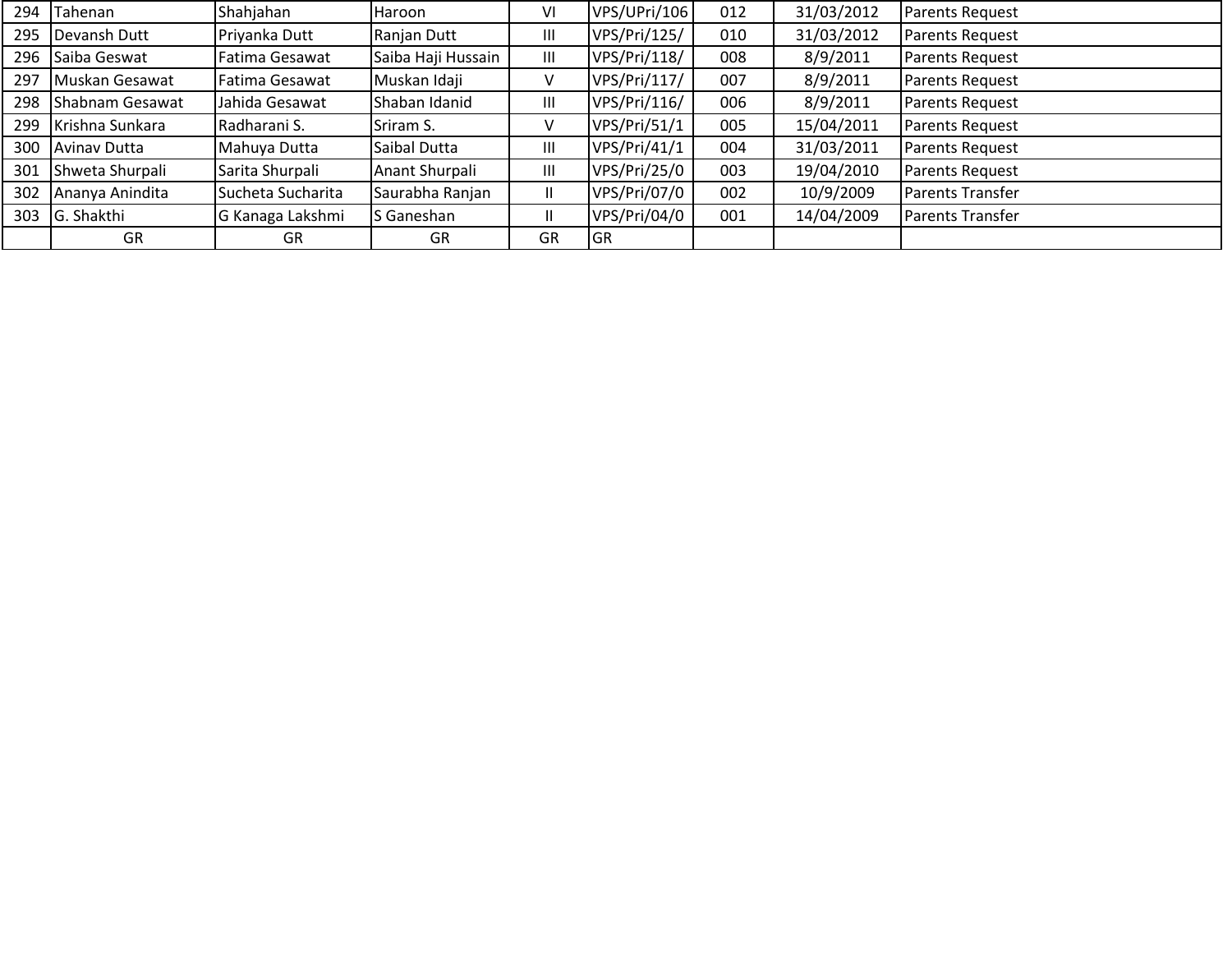| | | | | | | | | |
|---|---|---|---|---|---|---|---|---|
| 294 | Tahenan | Shahjahan | Haroon | VI | VPS/UPri/106 | 012 | 31/03/2012 | Parents Request |
| 295 | Devansh Dutt | Priyanka Dutt | Ranjan Dutt | III | VPS/Pri/125/ | 010 | 31/03/2012 | Parents Request |
| 296 | Saiba Geswat | Fatima Gesawat | Saiba Haji Hussain | III | VPS/Pri/118/ | 008 | 8/9/2011 | Parents Request |
| 297 | Muskan Gesawat | Fatima Gesawat | Muskan Idaji | V | VPS/Pri/117/ | 007 | 8/9/2011 | Parents Request |
| 298 | Shabnam Gesawat | Jahida Gesawat | Shaban Idanid | III | VPS/Pri/116/ | 006 | 8/9/2011 | Parents Request |
| 299 | Krishna Sunkara | Radharani S. | Sriram S. | V | VPS/Pri/51/1 | 005 | 15/04/2011 | Parents Request |
| 300 | Avinav Dutta | Mahuya Dutta | Saibal Dutta | III | VPS/Pri/41/1 | 004 | 31/03/2011 | Parents Request |
| 301 | Shweta Shurpali | Sarita Shurpali | Anant Shurpali | III | VPS/Pri/25/0 | 003 | 19/04/2010 | Parents Request |
| 302 | Ananya Anindita | Sucheta Sucharita | Saurabha Ranjan | II | VPS/Pri/07/0 | 002 | 10/9/2009 | Parents Transfer |
| 303 | G. Shakthi | G Kanaga Lakshmi | S Ganeshan | II | VPS/Pri/04/0 | 001 | 14/04/2009 | Parents Transfer |
| | GR | GR | GR | GR | GR | | | |